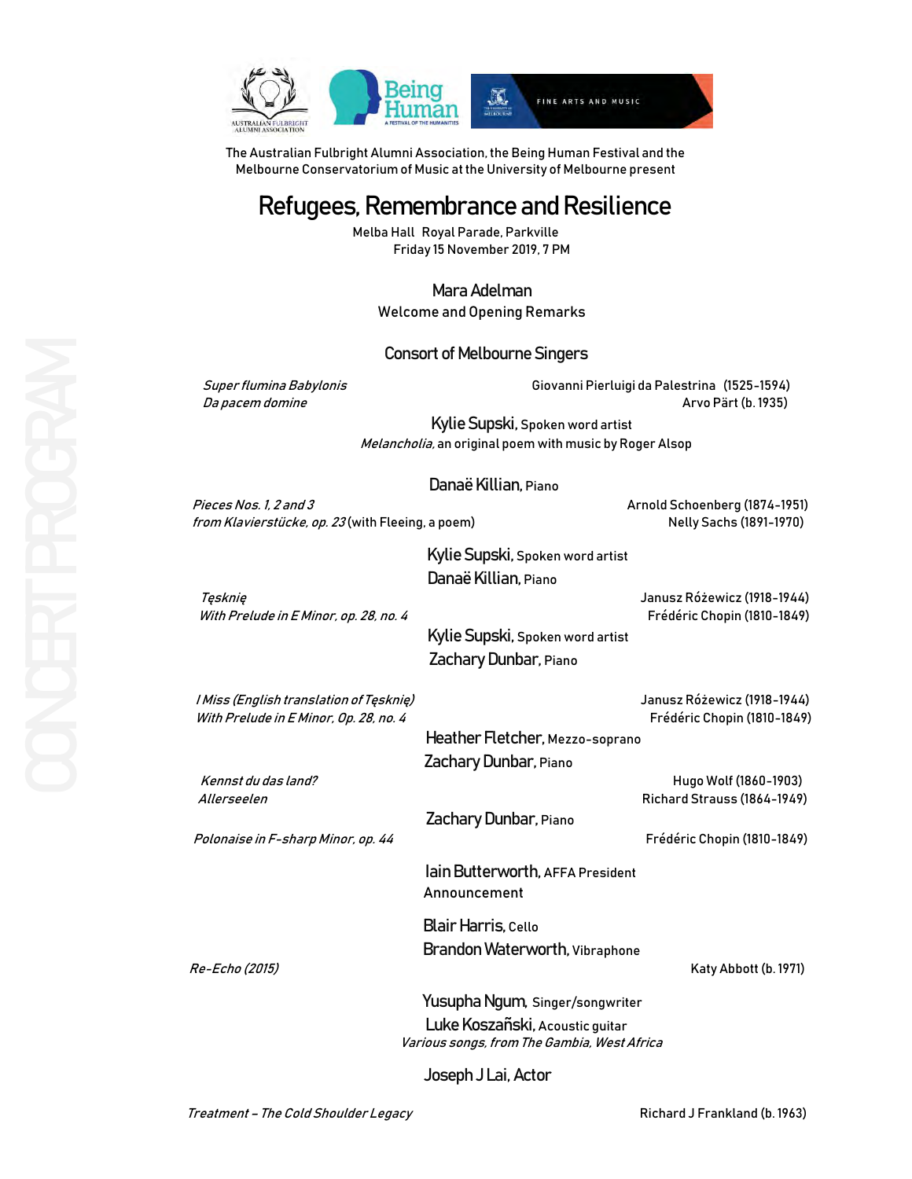The Australian Fulbright Alumni Association, the Being Human Festival and the Melbourne Conservatorium of Music at the University of Melbourne present

# Refugees, Remembrance and Resilience

Melba Hall Royal Parade, Parkville
Friday 15 November 2019, 7 PM

**Mara Adelman**
Welcome and Opening Remarks

**Consort of Melbourne Singers**

*Super flumina Babylonis* — Giovanni Pierluigi da Palestrina (1525-1594)
*Da pacem domine* — Arvo Pärt (b. 1935)

**Kylie Supski**, Spoken word artist
*Melancholia*, an original poem with music by Roger Alsop

**Danaë Killian**, Piano

*Pieces Nos. 1, 2 and 3 from Klavierstücke, op. 23* (with Fleeing, a poem) — Arnold Schoenberg (1874-1951), Nelly Sachs (1891-1970)

**Kylie Supski**, Spoken word artist
**Danaë Killian**, Piano

*Tęsknię* — Janusz Różewicz (1918-1944)
*With Prelude in E Minor, op. 28, no. 4* — Frédéric Chopin (1810-1849)

**Kylie Supski**, Spoken word artist
**Zachary Dunbar**, Piano

*I Miss (English translation of Tęsknię)* — Janusz Różewicz (1918-1944)
*With Prelude in E Minor, Op. 28, no. 4* — Frédéric Chopin (1810-1849)

**Heather Fletcher**, Mezzo-soprano
**Zachary Dunbar**, Piano

*Kennst du das land?* — Hugo Wolf (1860-1903)
*Allerseelen* — Richard Strauss (1864-1949)

**Zachary Dunbar**, Piano

*Polonaise in F-sharp Minor, op. 44* — Frédéric Chopin (1810-1849)

**Iain Butterworth**, AFFA President
Announcement

**Blair Harris**, Cello
**Brandon Waterworth**, Vibraphone

*Re-Echo (2015)* — Katy Abbott (b. 1971)

**Yusupha Ngum**, Singer/songwriter
**Luke Koszañski**, Acoustic guitar
*Various songs, from The Gambia, West Africa*

**Joseph J Lai, Actor**

*Treatment – The Cold Shoulder Legacy* — Richard J Frankland (b. 1963)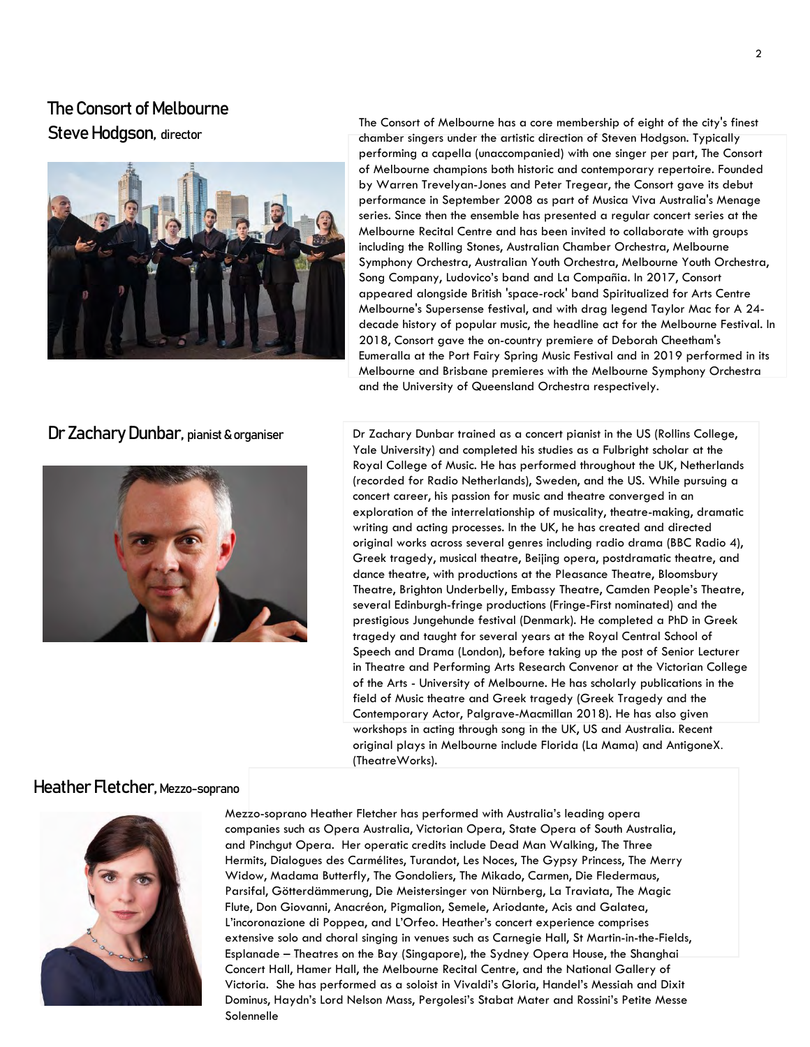## The Consort of Melbourne
### Steve Hodgson, director

The Consort of Melbourne has a core membership of eight of the city's finest chamber singers under the artistic direction of Steven Hodgson. Typically performing a capella (unaccompanied) with one singer per part, The Consort of Melbourne champions both historic and contemporary repertoire. Founded by Warren Trevelyan-Jones and Peter Tregear, the Consort gave its debut performance in September 2008 as part of Musica Viva Australia's Menage series. Since then the ensemble has presented a regular concert series at the Melbourne Recital Centre and has been invited to collaborate with groups including the Rolling Stones, Australian Chamber Orchestra, Melbourne Symphony Orchestra, Australian Youth Orchestra, Melbourne Youth Orchestra, Song Company, Ludovico's band and La Compañia. In 2017, Consort appeared alongside British 'space-rock' band Spiritualized for Arts Centre Melbourne's Supersense festival, and with drag legend Taylor Mac for A 24-decade history of popular music, the headline act for the Melbourne Festival. In 2018, Consort gave the on-country premiere of Deborah Cheetham's Eumeralla at the Port Fairy Spring Music Festival and in 2019 performed in its Melbourne and Brisbane premieres with the Melbourne Symphony Orchestra and the University of Queensland Orchestra respectively.

## Dr Zachary Dunbar, pianist & organiser

Dr Zachary Dunbar trained as a concert pianist in the US (Rollins College, Yale University) and completed his studies as a Fulbright scholar at the Royal College of Music. He has performed throughout the UK, Netherlands (recorded for Radio Netherlands), Sweden, and the US. While pursuing a concert career, his passion for music and theatre converged in an exploration of the interrelationship of musicality, theatre-making, dramatic writing and acting processes. In the UK, he has created and directed original works across several genres including radio drama (BBC Radio 4), Greek tragedy, musical theatre, Beijing opera, postdramatic theatre, and dance theatre, with productions at the Pleasance Theatre, Bloomsbury Theatre, Brighton Underbelly, Embassy Theatre, Camden People's Theatre, several Edinburgh-fringe productions (Fringe-First nominated) and the prestigious Jungehunde festival (Denmark). He completed a PhD in Greek tragedy and taught for several years at the Royal Central School of Speech and Drama (London), before taking up the post of Senior Lecturer in Theatre and Performing Arts Research Convenor at the Victorian College of the Arts - University of Melbourne. He has scholarly publications in the field of Music theatre and Greek tragedy (Greek Tragedy and the Contemporary Actor, Palgrave-Macmillan 2018). He has also given workshops in acting through song in the UK, US and Australia. Recent original plays in Melbourne include Florida (La Mama) and AntigoneX. (TheatreWorks).

## Heather Fletcher, Mezzo-soprano

Mezzo-soprano Heather Fletcher has performed with Australia's leading opera companies such as Opera Australia, Victorian Opera, State Opera of South Australia, and Pinchgut Opera. Her operatic credits include Dead Man Walking, The Three Hermits, Dialogues des Carmélites, Turandot, Les Noces, The Gypsy Princess, The Merry Widow, Madama Butterfly, The Gondoliers, The Mikado, Carmen, Die Fledermaus, Parsifal, Götterdämmerung, Die Meistersinger von Nürnberg, La Traviata, The Magic Flute, Don Giovanni, Anacréon, Pigmalion, Semele, Ariodante, Acis and Galatea, L'incoronazione di Poppea, and L'Orfeo. Heather's concert experience comprises extensive solo and choral singing in venues such as Carnegie Hall, St Martin-in-the-Fields, Esplanade – Theatres on the Bay (Singapore), the Sydney Opera House, the Shanghai Concert Hall, Hamer Hall, the Melbourne Recital Centre, and the National Gallery of Victoria. She has performed as a soloist in Vivaldi's Gloria, Handel's Messiah and Dixit Dominus, Haydn's Lord Nelson Mass, Pergolesi's Stabat Mater and Rossini's Petite Messe Solennelle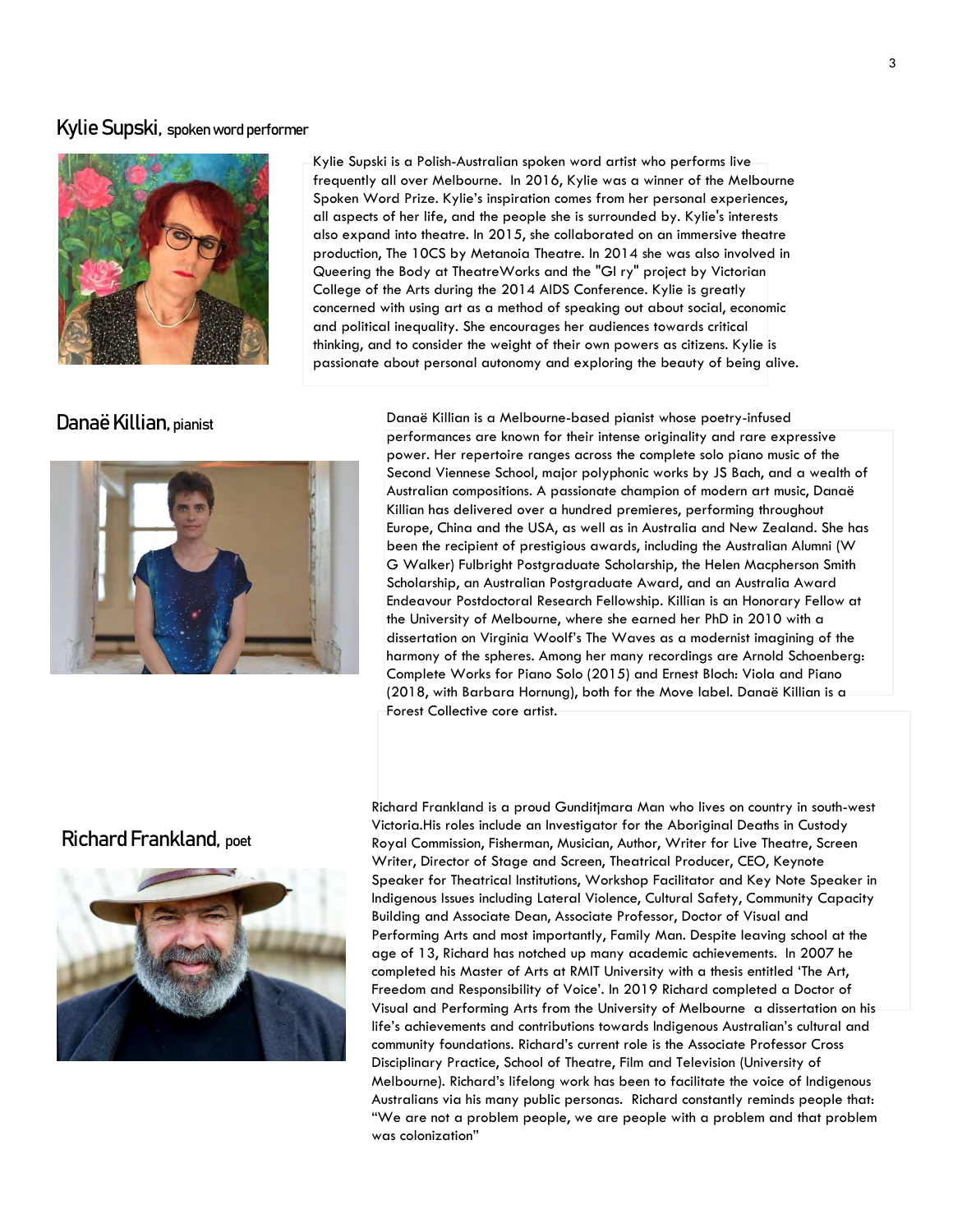## Kylie Supski, spoken word performer

Kylie Supski is a Polish-Australian spoken word artist who performs live frequently all over Melbourne. In 2016, Kylie was a winner of the Melbourne Spoken Word Prize. Kylie's inspiration comes from her personal experiences, all aspects of her life, and the people she is surrounded by. Kylie's interests also expand into theatre. In 2015, she collaborated on an immersive theatre production, The 10CS by Metanoia Theatre. In 2014 she was also involved in Queering the Body at TheatreWorks and the "Gl ry" project by Victorian College of the Arts during the 2014 AIDS Conference. Kylie is greatly concerned with using art as a method of speaking out about social, economic and political inequality. She encourages her audiences towards critical thinking, and to consider the weight of their own powers as citizens. Kylie is passionate about personal autonomy and exploring the beauty of being alive.

## Danaë Killian, pianist

Danaë Killian is a Melbourne-based pianist whose poetry-infused performances are known for their intense originality and rare expressive power. Her repertoire ranges across the complete solo piano music of the Second Viennese School, major polyphonic works by JS Bach, and a wealth of Australian compositions. A passionate champion of modern art music, Danaë Killian has delivered over a hundred premieres, performing throughout Europe, China and the USA, as well as in Australia and New Zealand. She has been the recipient of prestigious awards, including the Australian Alumni (W G Walker) Fulbright Postgraduate Scholarship, the Helen Macpherson Smith Scholarship, an Australian Postgraduate Award, and an Australia Award Endeavour Postdoctoral Research Fellowship. Killian is an Honorary Fellow at the University of Melbourne, where she earned her PhD in 2010 with a dissertation on Virginia Woolf's The Waves as a modernist imagining of the harmony of the spheres. Among her many recordings are Arnold Schoenberg: Complete Works for Piano Solo (2015) and Ernest Bloch: Viola and Piano (2018, with Barbara Hornung), both for the Move label. Danaë Killian is a Forest Collective core artist.

## Richard Frankland, poet

Richard Frankland is a proud Gunditjmara Man who lives on country in south-west Victoria.His roles include an Investigator for the Aboriginal Deaths in Custody Royal Commission, Fisherman, Musician, Author, Writer for Live Theatre, Screen Writer, Director of Stage and Screen, Theatrical Producer, CEO, Keynote Speaker for Theatrical Institutions, Workshop Facilitator and Key Note Speaker in Indigenous Issues including Lateral Violence, Cultural Safety, Community Capacity Building and Associate Dean, Associate Professor, Doctor of Visual and Performing Arts and most importantly, Family Man. Despite leaving school at the age of 13, Richard has notched up many academic achievements. In 2007 he completed his Master of Arts at RMIT University with a thesis entitled 'The Art, Freedom and Responsibility of Voice'. In 2019 Richard completed a Doctor of Visual and Performing Arts from the University of Melbourne a dissertation on his life's achievements and contributions towards Indigenous Australian's cultural and community foundations. Richard's current role is the Associate Professor Cross Disciplinary Practice, School of Theatre, Film and Television (University of Melbourne). Richard's lifelong work has been to facilitate the voice of Indigenous Australians via his many public personas. Richard constantly reminds people that: "We are not a problem people, we are people with a problem and that problem was colonization"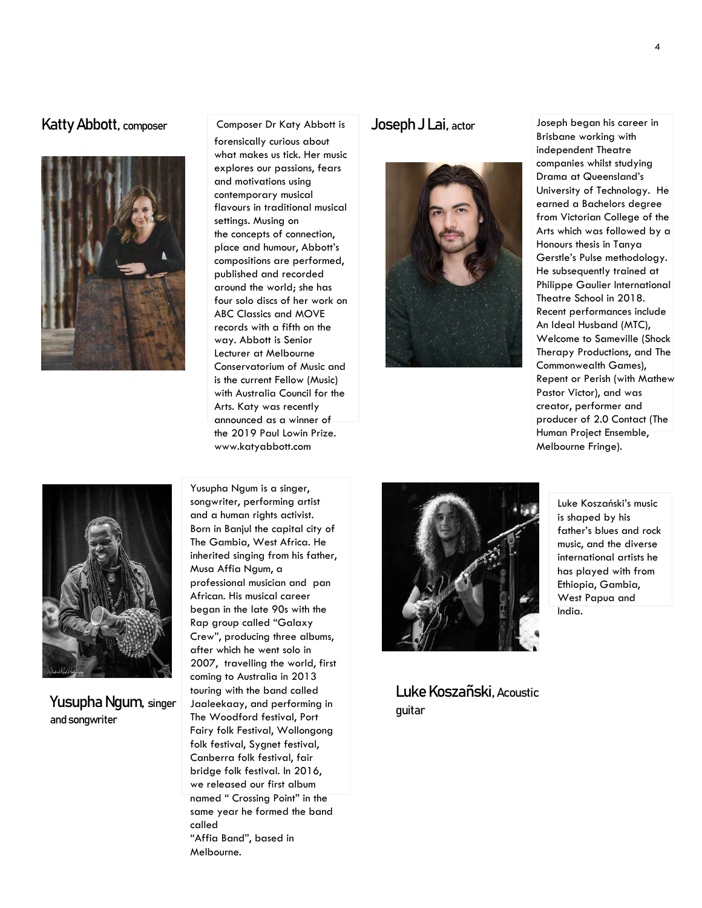## Katty Abbott, composer

Composer Dr Katy Abbott is forensically curious about what makes us tick. Her music explores our passions, fears and motivations using contemporary musical flavours in traditional musical settings. Musing on the concepts of connection, place and humour, Abbott's compositions are performed, published and recorded around the world; she has four solo discs of her work on ABC Classics and MOVE records with a fifth on the way. Abbott is Senior Lecturer at Melbourne Conservatorium of Music and is the current Fellow (Music) with Australia Council for the Arts. Katy was recently announced as a winner of the 2019 Paul Lowin Prize. www.katyabbott.com

## Joseph J Lai, actor

Joseph began his career in Brisbane working with independent Theatre companies whilst studying Drama at Queensland's University of Technology. He earned a Bachelors degree from Victorian College of the Arts which was followed by a Honours thesis in Tanya Gerstle's Pulse methodology. He subsequently trained at Philippe Gaulier International Theatre School in 2018. Recent performances include An Ideal Husband (MTC), Welcome to Sameville (Shock Therapy Productions, and The Commonwealth Games), Repent or Perish (with Mathew Pastor Victor), and was creator, performer and producer of 2.0 Contact (The Human Project Ensemble, Melbourne Fringe).

## Yusupha Ngum, singer and songwriter

Yusupha Ngum is a singer, songwriter, performing artist and a human rights activist. Born in Banjul the capital city of The Gambia, West Africa. He inherited singing from his father, Musa Affia Ngum, a professional musician and pan African. His musical career began in the late 90s with the Rap group called "Galaxy Crew", producing three albums, after which he went solo in 2007, travelling the world, first coming to Australia in 2013 touring with the band called Jaaleekaay, and performing in The Woodford festival, Port Fairy folk Festival, Wollongong folk festival, Sygnet festival, Canberra folk festival, fair bridge folk festival. In 2016, we released our first album named " Crossing Point" in the same year he formed the band called "Affia Band", based in Melbourne.

## Luke Koszañski, Acoustic guitar

Luke Koszański's music is shaped by his father's blues and rock music, and the diverse international artists he has played with from Ethiopia, Gambia, West Papua and India.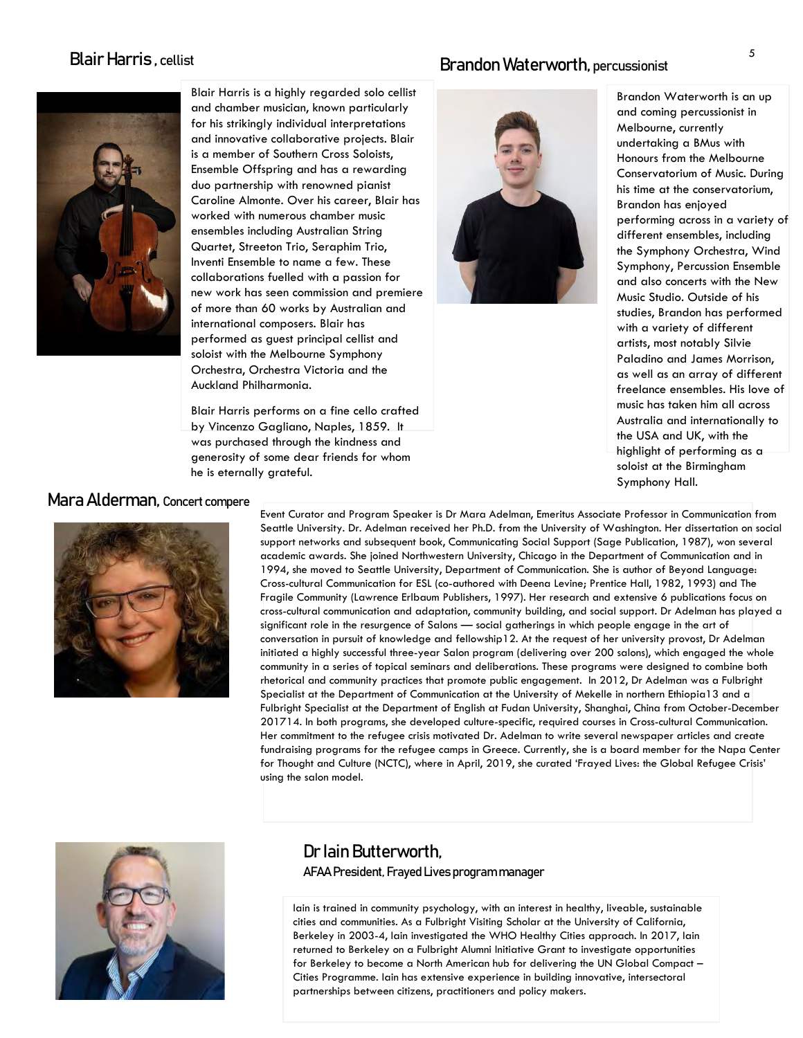## Blair Harris, cellist

Blair Harris is a highly regarded solo cellist and chamber musician, known particularly for his strikingly individual interpretations and innovative collaborative projects. Blair is a member of Southern Cross Soloists, Ensemble Offspring and has a rewarding duo partnership with renowned pianist Caroline Almonte. Over his career, Blair has worked with numerous chamber music ensembles including Australian String Quartet, Streeton Trio, Seraphim Trio, Inventi Ensemble to name a few. These collaborations fuelled with a passion for new work has seen commission and premiere of more than 60 works by Australian and international composers. Blair has performed as guest principal cellist and soloist with the Melbourne Symphony Orchestra, Orchestra Victoria and the Auckland Philharmonia.

Blair Harris performs on a fine cello crafted by Vincenzo Gagliano, Naples, 1859. It was purchased through the kindness and generosity of some dear friends for whom he is eternally grateful.

## Brandon Waterworth, percussionist

Brandon Waterworth is an up and coming percussionist in Melbourne, currently undertaking a BMus with Honours from the Melbourne Conservatorium of Music. During his time at the conservatorium, Brandon has enjoyed performing across in a variety of different ensembles, including the Symphony Orchestra, Wind Symphony, Percussion Ensemble and also concerts with the New Music Studio. Outside of his studies, Brandon has performed with a variety of different artists, most notably Silvie Paladino and James Morrison, as well as an array of different freelance ensembles. His love of music has taken him all across Australia and internationally to the USA and UK, with the highlight of performing as a soloist at the Birmingham Symphony Hall.

## Mara Alderman, Concert compere

Event Curator and Program Speaker is Dr Mara Adelman, Emeritus Associate Professor in Communication from Seattle University. Dr. Adelman received her Ph.D. from the University of Washington. Her dissertation on social support networks and subsequent book, Communicating Social Support (Sage Publication, 1987), won several academic awards. She joined Northwestern University, Chicago in the Department of Communication and in 1994, she moved to Seattle University, Department of Communication. She is author of Beyond Language: Cross-cultural Communication for ESL (co-authored with Deena Levine; Prentice Hall, 1982, 1993) and The Fragile Community (Lawrence Erlbaum Publishers, 1997). Her research and extensive 6 publications focus on cross-cultural communication and adaptation, community building, and social support. Dr Adelman has played a significant role in the resurgence of Salons — social gatherings in which people engage in the art of conversation in pursuit of knowledge and fellowship12. At the request of her university provost, Dr Adelman initiated a highly successful three-year Salon program (delivering over 200 salons), which engaged the whole community in a series of topical seminars and deliberations. These programs were designed to combine both rhetorical and community practices that promote public engagement. In 2012, Dr Adelman was a Fulbright Specialist at the Department of Communication at the University of Mekelle in northern Ethiopia13 and a Fulbright Specialist at the Department of English at Fudan University, Shanghai, China from October-December 201714. In both programs, she developed culture-specific, required courses in Cross-cultural Communication. Her commitment to the refugee crisis motivated Dr. Adelman to write several newspaper articles and create fundraising programs for the refugee camps in Greece. Currently, she is a board member for the Napa Center for Thought and Culture (NCTC), where in April, 2019, she curated 'Frayed Lives: the Global Refugee Crisis' using the salon model.

## Dr Iain Butterworth,

### AFAA President, Frayed Lives program manager

Iain is trained in community psychology, with an interest in healthy, liveable, sustainable cities and communities. As a Fulbright Visiting Scholar at the University of California, Berkeley in 2003-4, Iain investigated the WHO Healthy Cities approach. In 2017, Iain returned to Berkeley on a Fulbright Alumni Initiative Grant to investigate opportunities for Berkeley to become a North American hub for delivering the UN Global Compact – Cities Programme. Iain has extensive experience in building innovative, intersectoral partnerships between citizens, practitioners and policy makers.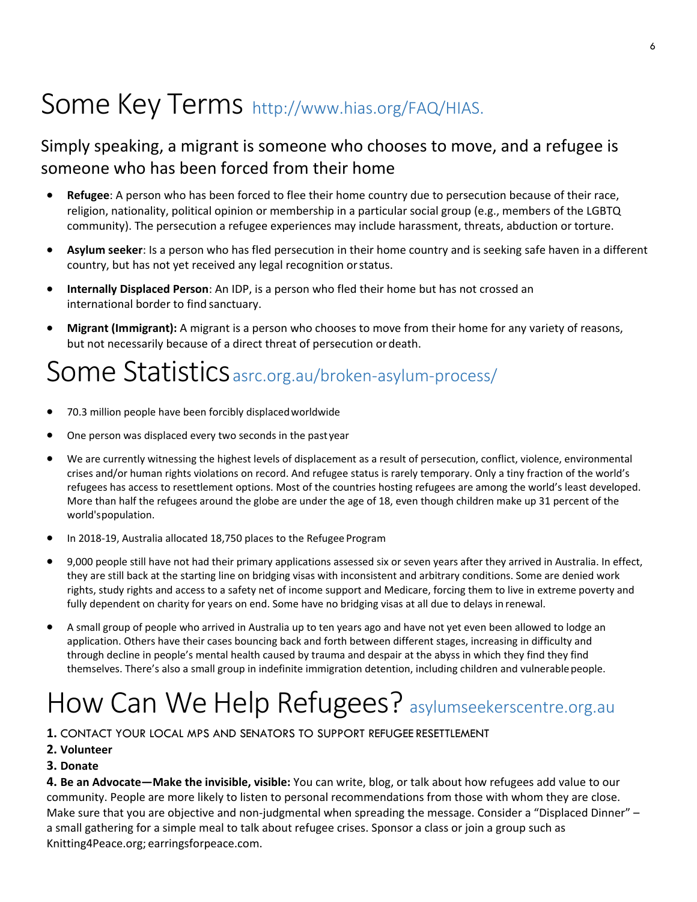# Some Key Terms http://www.hias.org/FAQ/HIAS.

## Simply speaking, a migrant is someone who chooses to move, and a refugee is someone who has been forced from their home

- **Refugee**: A person who has been forced to flee their home country due to persecution because of their race, religion, nationality, political opinion or membership in a particular social group (e.g., members of the LGBTQ community). The persecution a refugee experiences may include harassment, threats, abduction or torture.
- **Asylum seeker**: Is a person who has fled persecution in their home country and is seeking safe haven in a different country, but has not yet received any legal recognition or status.
- **Internally Displaced Person**: An IDP, is a person who fled their home but has not crossed an international border to find sanctuary.
- **Migrant (Immigrant):** A migrant is a person who chooses to move from their home for any variety of reasons, but not necessarily because of a direct threat of persecution or death.

# Some Statistics asrc.org.au/broken-asylum-process/

- 70.3 million people have been forcibly displaced worldwide
- One person was displaced every two seconds in the past year
- We are currently witnessing the highest levels of displacement as a result of persecution, conflict, violence, environmental crises and/or human rights violations on record. And refugee status is rarely temporary. Only a tiny fraction of the world's refugees has access to resettlement options. Most of the countries hosting refugees are among the world's least developed. More than half the refugees around the globe are under the age of 18, even though children make up 31 percent of the world's population.
- In 2018-19, Australia allocated 18,750 places to the Refugee Program
- 9,000 people still have not had their primary applications assessed six or seven years after they arrived in Australia. In effect, they are still back at the starting line on bridging visas with inconsistent and arbitrary conditions. Some are denied work rights, study rights and access to a safety net of income support and Medicare, forcing them to live in extreme poverty and fully dependent on charity for years on end. Some have no bridging visas at all due to delays in renewal.
- A small group of people who arrived in Australia up to ten years ago and have not yet even been allowed to lodge an application. Others have their cases bouncing back and forth between different stages, increasing in difficulty and through decline in people's mental health caused by trauma and despair at the abyss in which they find they find themselves. There's also a small group in indefinite immigration detention, including children and vulnerable people.

# How Can We Help Refugees? asylumseekerscentre.org.au

**1.** CONTACT YOUR LOCAL MPS AND SENATORS TO SUPPORT REFUGEE RESETTLEMENT
**2. Volunteer**
**3. Donate**
**4. Be an Advocate—Make the invisible, visible:** You can write, blog, or talk about how refugees add value to our community. People are more likely to listen to personal recommendations from those with whom they are close. Make sure that you are objective and non-judgmental when spreading the message. Consider a "Displaced Dinner" – a small gathering for a simple meal to talk about refugee crises. Sponsor a class or join a group such as Knitting4Peace.org; earringsforpeace.com.